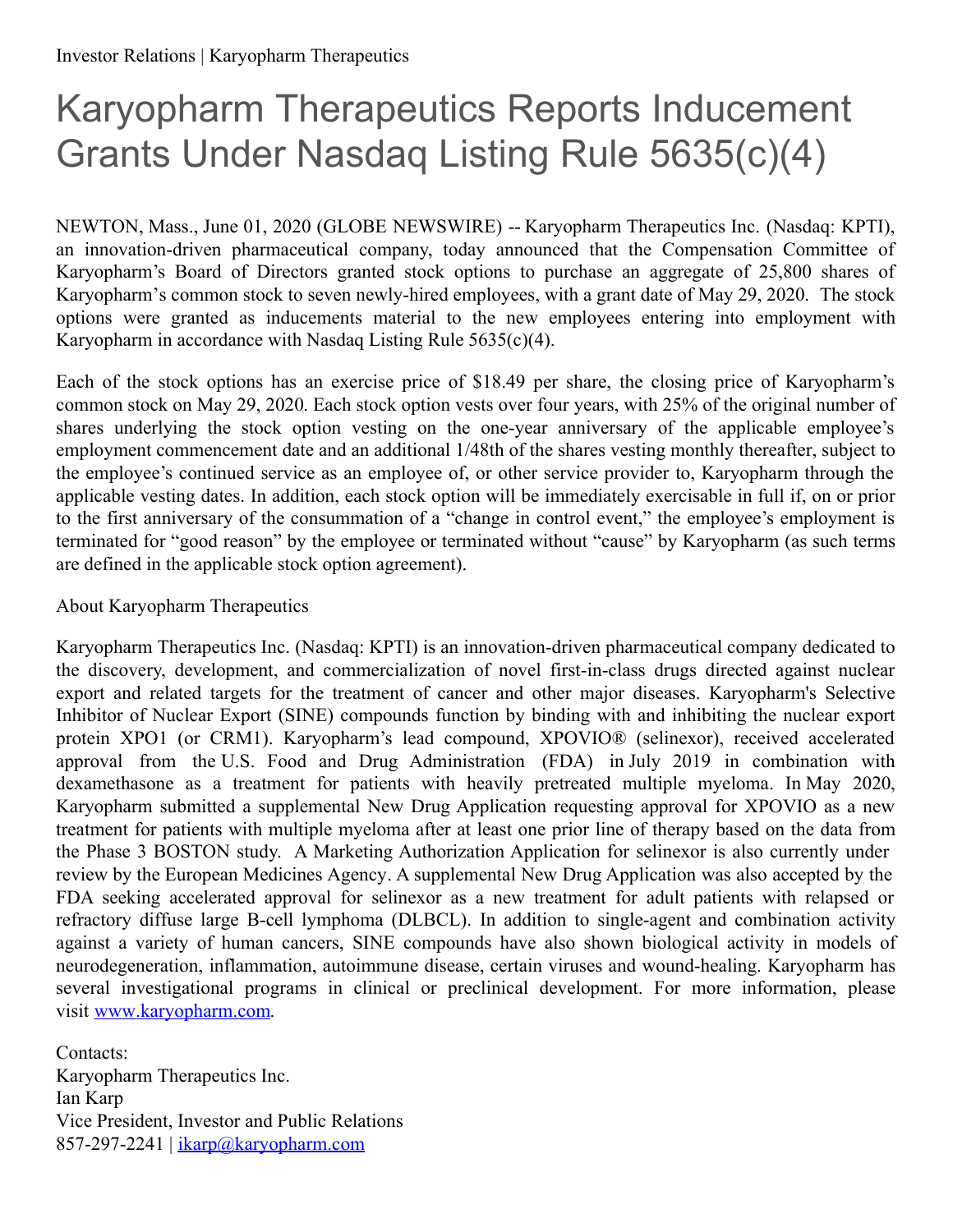Investor Relations | Karyopharm Therapeutics

# Karyopharm Therapeutics Reports Inducement Grants Under Nasdaq Listing Rule 5635(c)(4)

NEWTON, Mass., June 01, 2020 (GLOBE NEWSWIRE) -- Karyopharm Therapeutics Inc. (Nasdaq: KPTI), an innovation-driven pharmaceutical company, today announced that the Compensation Committee of Karyopharm's Board of Directors granted stock options to purchase an aggregate of 25,800 shares of Karyopharm's common stock to seven newly-hired employees, with a grant date of May 29, 2020. The stock options were granted as inducements material to the new employees entering into employment with Karyopharm in accordance with Nasdaq Listing Rule 5635(c)(4).

Each of the stock options has an exercise price of $18.49 per share, the closing price of Karyopharm's common stock on May 29, 2020. Each stock option vests over four years, with 25% of the original number of shares underlying the stock option vesting on the one-year anniversary of the applicable employee's employment commencement date and an additional 1/48th of the shares vesting monthly thereafter, subject to the employee's continued service as an employee of, or other service provider to, Karyopharm through the applicable vesting dates. In addition, each stock option will be immediately exercisable in full if, on or prior to the first anniversary of the consummation of a "change in control event," the employee's employment is terminated for "good reason" by the employee or terminated without "cause" by Karyopharm (as such terms are defined in the applicable stock option agreement).

About Karyopharm Therapeutics

Karyopharm Therapeutics Inc. (Nasdaq: KPTI) is an innovation-driven pharmaceutical company dedicated to the discovery, development, and commercialization of novel first-in-class drugs directed against nuclear export and related targets for the treatment of cancer and other major diseases. Karyopharm's Selective Inhibitor of Nuclear Export (SINE) compounds function by binding with and inhibiting the nuclear export protein XPO1 (or CRM1). Karyopharm's lead compound, XPOVIO® (selinexor), received accelerated approval from the U.S. Food and Drug Administration (FDA) in July 2019 in combination with dexamethasone as a treatment for patients with heavily pretreated multiple myeloma. In May 2020, Karyopharm submitted a supplemental New Drug Application requesting approval for XPOVIO as a new treatment for patients with multiple myeloma after at least one prior line of therapy based on the data from the Phase 3 BOSTON study. A Marketing Authorization Application for selinexor is also currently under review by the European Medicines Agency. A supplemental New Drug Application was also accepted by the FDA seeking accelerated approval for selinexor as a new treatment for adult patients with relapsed or refractory diffuse large B-cell lymphoma (DLBCL). In addition to single-agent and combination activity against a variety of human cancers, SINE compounds have also shown biological activity in models of neurodegeneration, inflammation, autoimmune disease, certain viruses and wound-healing. Karyopharm has several investigational programs in clinical or preclinical development. For more information, please visit [www.karyopharm.com](http://www.karyopharm.com).

Contacts:
Karyopharm Therapeutics Inc.
Ian Karp
Vice President, Investor and Public Relations
857-297-2241 | [ikarp@karyopharm.com](mailto:ikarp@karyopharm.com)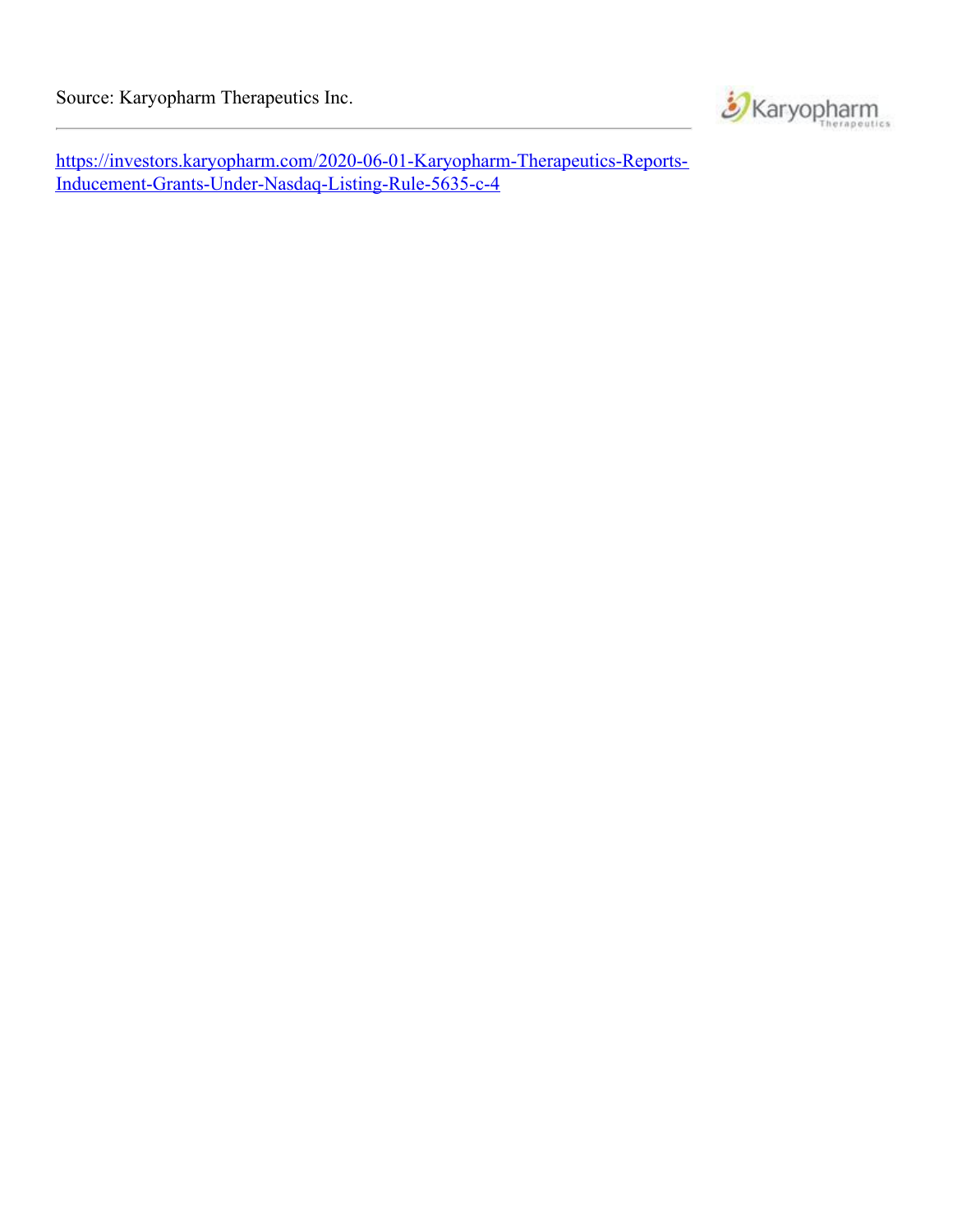Source: Karyopharm Therapeutics Inc.

https://investors.karyopharm.com/2020-06-01-Karyopharm-Therapeutics-Reports-Inducement-Grants-Under-Nasdaq-Listing-Rule-5635-c-4